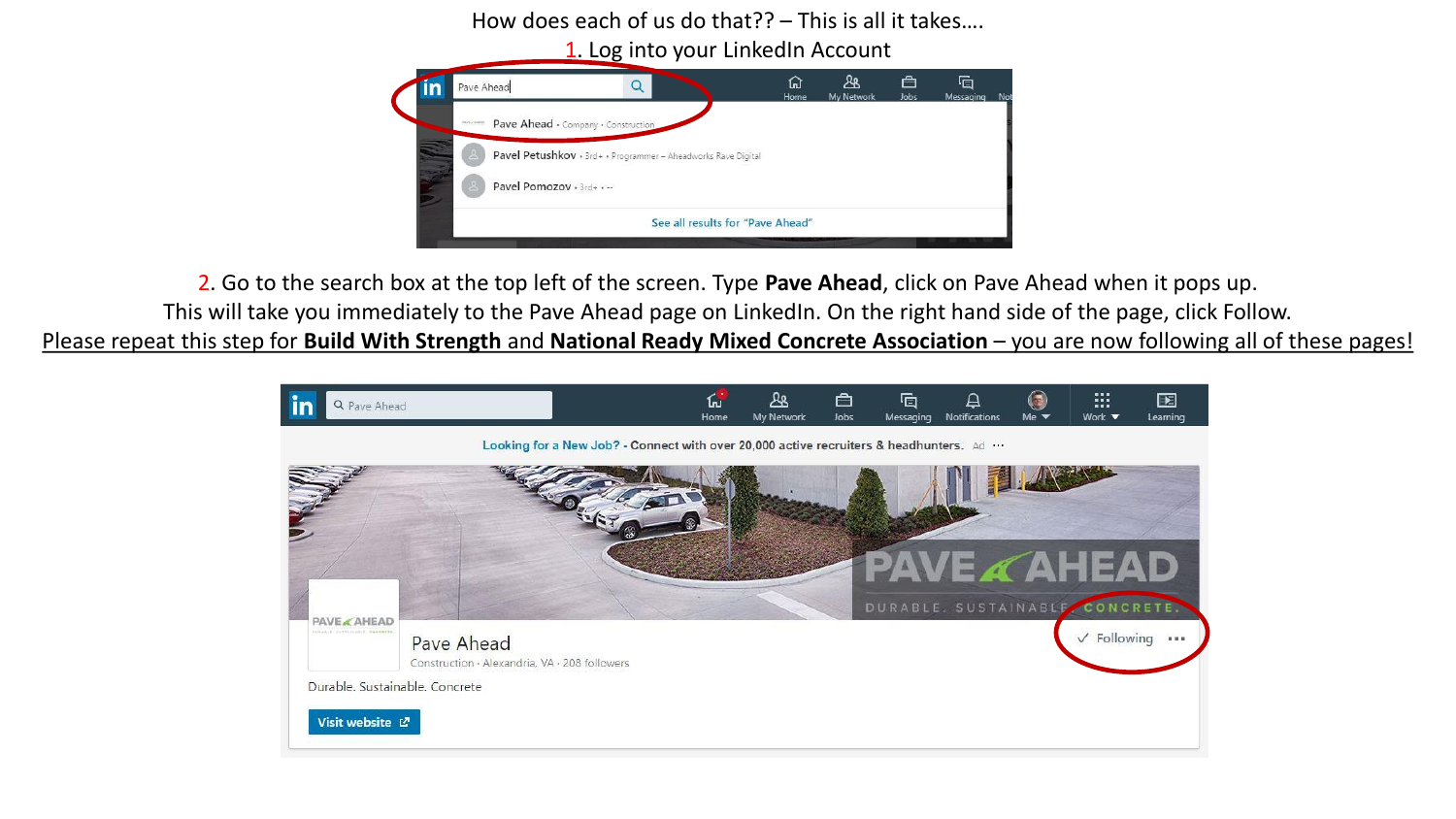How does each of us do that?? – This is all it takes….

1. Log into your LinkedIn Account

2. Go to the search box at the top left of the screen. Type **Pave Ahead**, click on Pave Ahead when it pops up.
This will take you immediately to the Pave Ahead page on LinkedIn. On the right hand side of the page, click Follow.
<u>Please repeat this step for **Build With Strength** and **National Ready Mixed Concrete Association** – you are now following all of these pages!</u>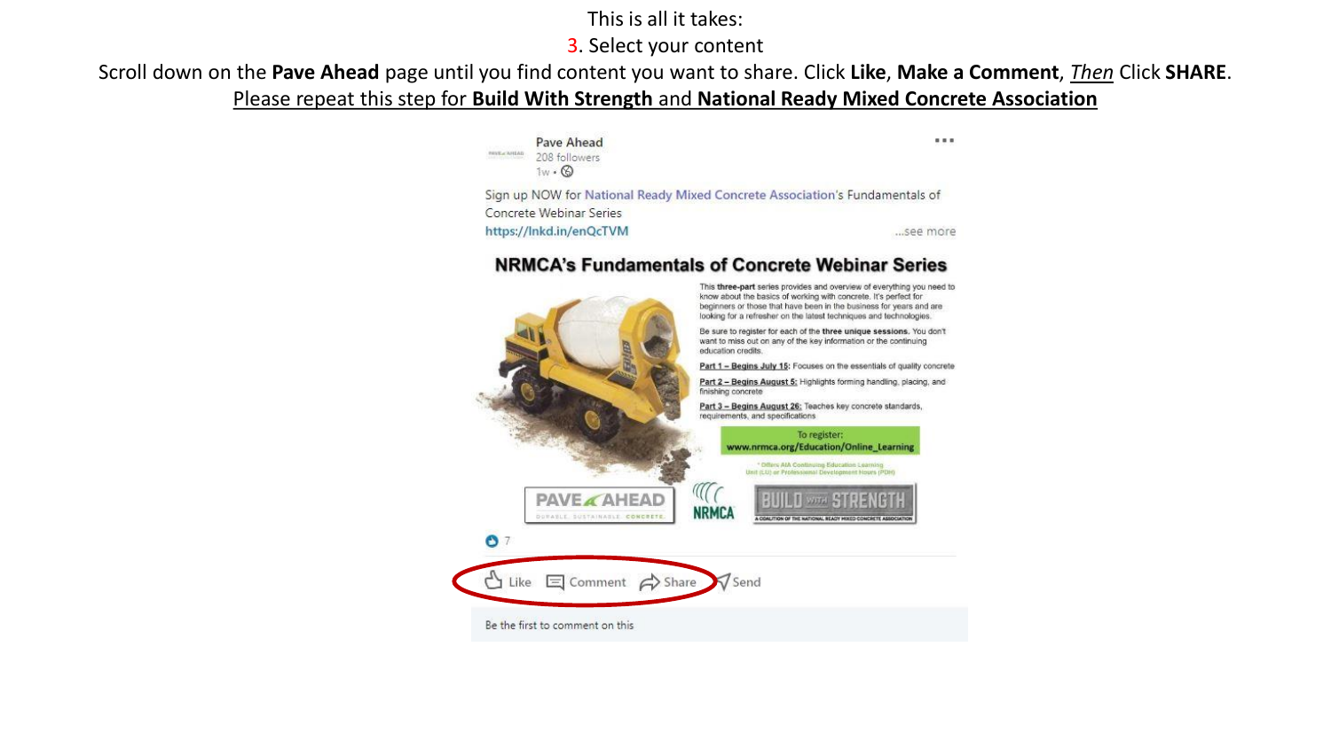This is all it takes:

3. Select your content

Scroll down on the **Pave Ahead** page until you find content you want to share. Click **Like**, **Make a Comment**, *Then* Click **SHARE**.

Please repeat this step for **Build With Strength** and **National Ready Mixed Concrete Association**

Pave Ahead
208 followers
1w •

Sign up NOW for National Ready Mixed Concrete Association's Fundamentals of Concrete Webinar Series
https://lnkd.in/enQcTVM ...see more

**NRMCA's Fundamentals of Concrete Webinar Series**

This **three-part** series provides and overview of everything you need to know about the basics of working with concrete. It's perfect for beginners or those that have been in the business for years and are looking for a refresher on the latest techniques and technologies.

Be sure to register for each of the **three unique sessions.** You don't want to miss out on any of the key information or the continuing education credits.

Part 1 – Begins July 15: Focuses on the essentials of quality concrete

Part 2 – Begins August 5: Highlights forming handling, placing, and finishing concrete

Part 3 – Begins August 26: Teaches key concrete standards, requirements, and specifications

To register:
www.nrmca.org/Education/Online_Learning

* Offers AIA Continuing Education Learning Unit (LU) or Professional Development Hours (PDH)

PAVE AHEAD — DURABLE. SUSTAINABLE. CONCRETE.
NRMCA
BUILD WITH STRENGTH — A COALITION OF THE NATIONAL READY MIXED CONCRETE ASSOCIATION

7

Like Comment Share Send

Be the first to comment on this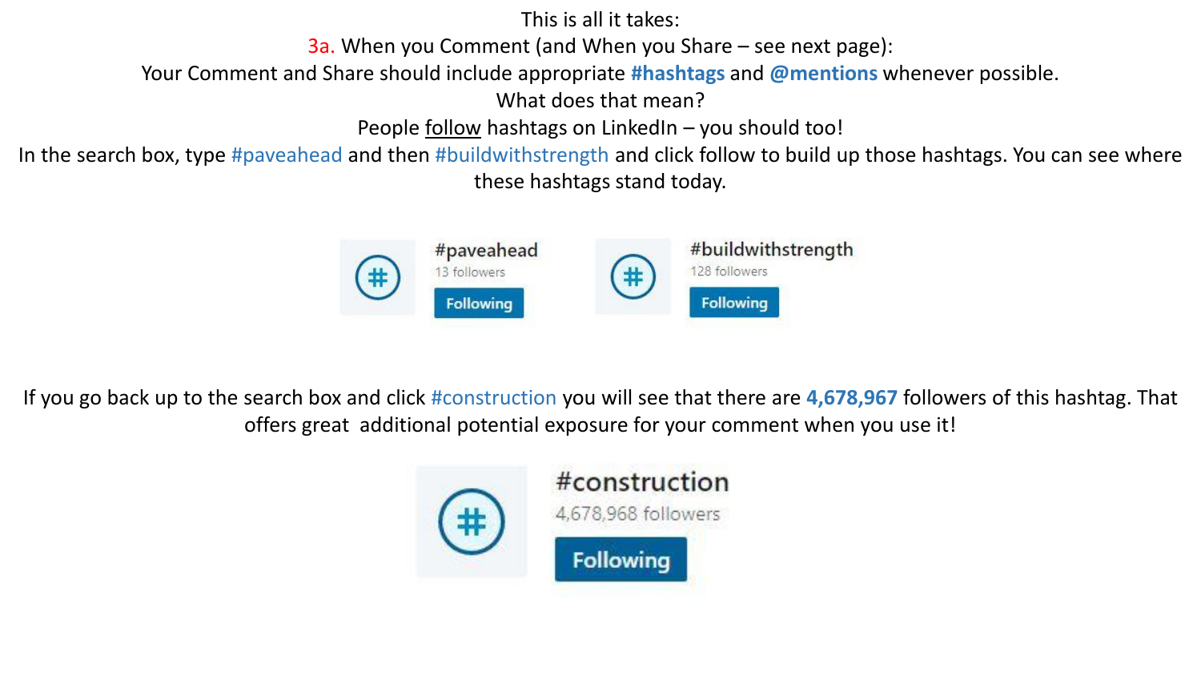This is all it takes:

3a. When you Comment (and When you Share – see next page):

Your Comment and Share should include appropriate **#hashtags** and **@mentions** whenever possible.

What does that mean?

People follow hashtags on LinkedIn – you should too!

In the search box, type #paveahead and then #buildwithstrength and click follow to build up those hashtags. You can see where these hashtags stand today.

#paveahead
13 followers
Following

#buildwithstrength
128 followers
Following

If you go back up to the search box and click #construction you will see that there are **4,678,967** followers of this hashtag. That offers great additional potential exposure for your comment when you use it!

#construction
4,678,968 followers
Following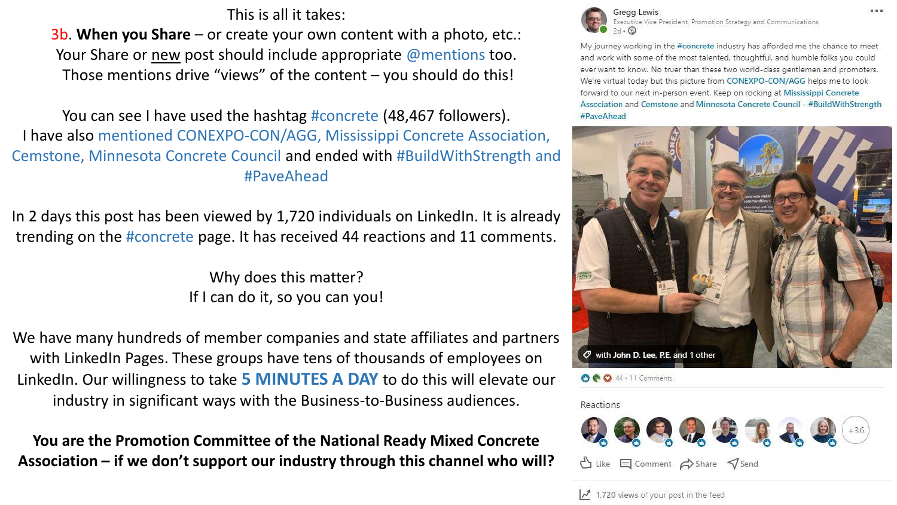This is all it takes:

**3b. When you Share** – or create your own content with a photo, etc.:
Your Share or new post should include appropriate @mentions too.
Those mentions drive "views" of the content – you should do this!

You can see I have used the hashtag #concrete (48,467 followers).
I have also mentioned CONEXPO-CON/AGG, Mississippi Concrete Association, Cemstone, Minnesota Concrete Council and ended with #BuildWithStrength and #PaveAhead

In 2 days this post has been viewed by 1,720 individuals on LinkedIn. It is already trending on the #concrete page. It has received 44 reactions and 11 comments.

Why does this matter?
If I can do it, so you can you!

We have many hundreds of member companies and state affiliates and partners with LinkedIn Pages. These groups have tens of thousands of employees on LinkedIn. Our willingness to take **5 MINUTES A DAY** to do this will elevate our industry in significant ways with the Business-to-Business audiences.

**You are the Promotion Committee of the National Ready Mixed Concrete Association – if we don't support our industry through this channel who will?**

Gregg Lewis
Executive Vice President, Promotion Strategy and Communications
2d

My journey working in the #concrete industry has afforded me the chance to meet and work with some of the most talented, thoughtful, and humble folks you could ever want to know. No truer than these two world-class gentlemen and promoters. We're virtual today but this picture from CONEXPO-CON/AGG helps me to look forward to our next in-person event. Keep on rocking at Mississippi Concrete Association and Cemstone and Minnesota Concrete Council - #BuildWithStrength #PaveAhead

with John D. Lee, P.E. and 1 other

44 · 11 Comments

Reactions

+36

Like Comment Share Send

1,720 views of your post in the feed